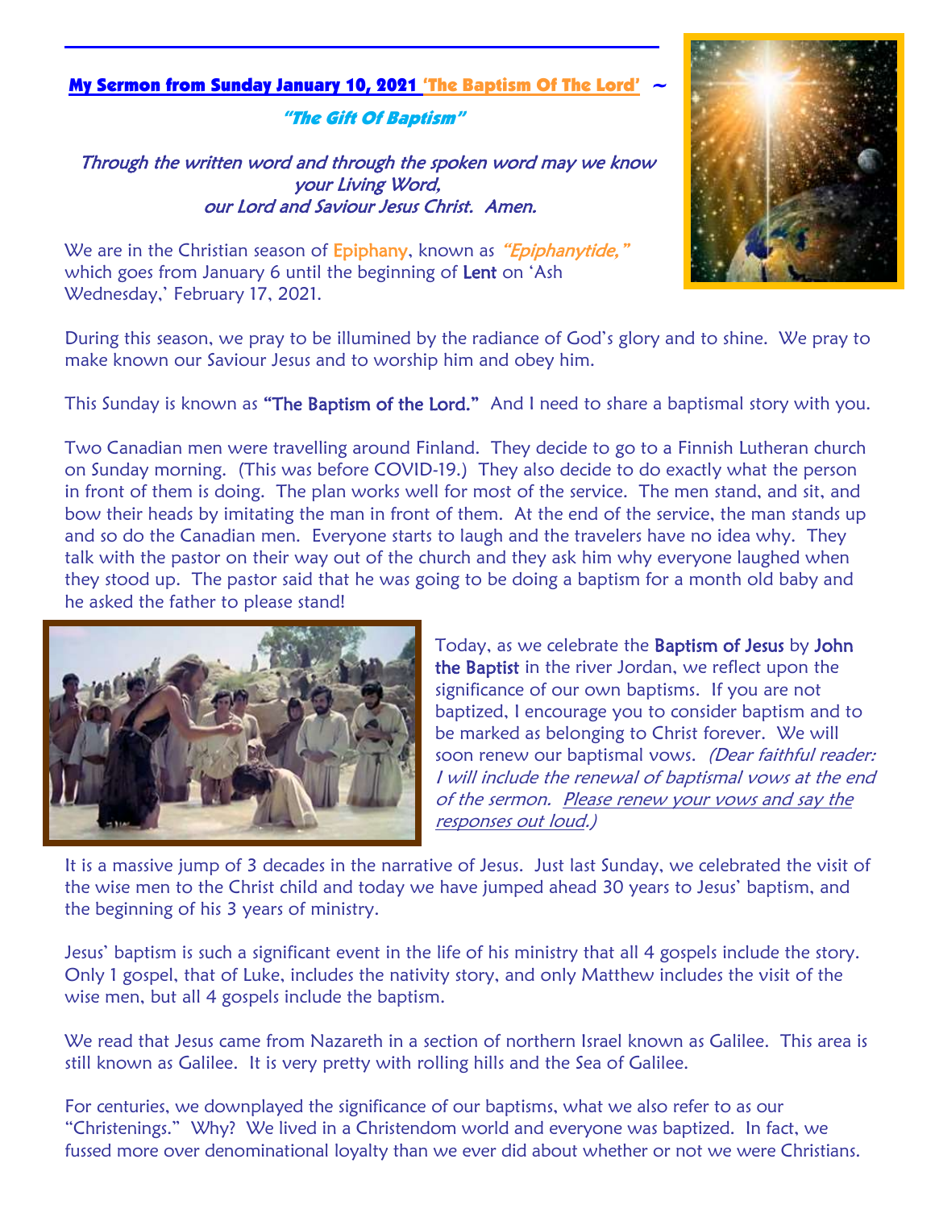## My Sermon from Sunday January 10, 2021 'The Baptism Of The Lord' ~

### *"The Gift Of Baptism"*

*Through the written word and through the spoken word may we know your Living Word, our Lord and Saviour Jesus Christ. Amen.*

We are in the Christian season of Epiphany, known as *"Epiphanytide,"* which goes from January 6 until the beginning of Lent on 'Ash Wednesday,' February 17, 2021.

During this season, we pray to be illumined by the radiance of God's glory and to shine. We pray to make known our Saviour Jesus and to worship him and obey him.

This Sunday is known as **"The Baptism of the Lord."** And I need to share a baptismal story with you.

Two Canadian men were travelling around Finland. They decide to go to a Finnish Lutheran church on Sunday morning. (This was before COVID-19.) They also decide to do exactly what the person in front of them is doing. The plan works well for most of the service. The men stand, and sit, and bow their heads by imitating the man in front of them. At the end of the service, the man stands up and so do the Canadian men. Everyone starts to laugh and the travelers have no idea why. They talk with the pastor on their way out of the church and they ask him why everyone laughed when they stood up. The pastor said that he was going to be doing a baptism for a month old baby and he asked the father to please stand!

Today, as we celebrate the **Baptism of Jesus** by **John the Baptist** in the river Jordan, we reflect upon the significance of our own baptisms. If you are not baptized, I encourage you to consider baptism and to be marked as belonging to Christ forever. We will soon renew our baptismal vows. *(Dear faithful reader: I will include the renewal of baptismal vows at the end of the sermon. Please renew your vows and say the responses out loud.)*

It is a massive jump of 3 decades in the narrative of Jesus. Just last Sunday, we celebrated the visit of the wise men to the Christ child and today we have jumped ahead 30 years to Jesus' baptism, and the beginning of his 3 years of ministry.

Jesus' baptism is such a significant event in the life of his ministry that all 4 gospels include the story. Only 1 gospel, that of Luke, includes the nativity story, and only Matthew includes the visit of the wise men, but all 4 gospels include the baptism.

We read that Jesus came from Nazareth in a section of northern Israel known as Galilee. This area is still known as Galilee. It is very pretty with rolling hills and the Sea of Galilee.

For centuries, we downplayed the significance of our baptisms, what we also refer to as our "Christenings." Why? We lived in a Christendom world and everyone was baptized. In fact, we fussed more over denominational loyalty than we ever did about whether or not we were Christians.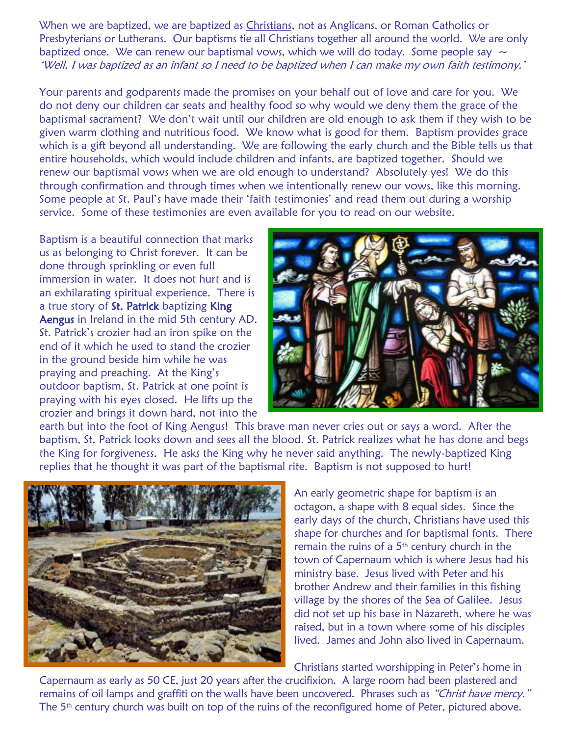When we are baptized, we are baptized as Christians, not as Anglicans, or Roman Catholics or Presbyterians or Lutherans. Our baptisms tie all Christians together all around the world. We are only baptized once. We can renew our baptismal vows, which we will do today. Some people say ~ *'Well, I was baptized as an infant so I need to be baptized when I can make my own faith testimony.'*

Your parents and godparents made the promises on your behalf out of love and care for you. We do not deny our children car seats and healthy food so why would we deny them the grace of the baptismal sacrament? We don't wait until our children are old enough to ask them if they wish to be given warm clothing and nutritious food. We know what is good for them. Baptism provides grace which is a gift beyond all understanding. We are following the early church and the Bible tells us that entire households, which would include children and infants, are baptized together. Should we renew our baptismal vows when we are old enough to understand? Absolutely yes! We do this through confirmation and through times when we intentionally renew our vows, like this morning. Some people at St. Paul's have made their 'faith testimonies' and read them out during a worship service. Some of these testimonies are even available for you to read on our website.

Baptism is a beautiful connection that marks us as belonging to Christ forever. It can be done through sprinkling or even full immersion in water. It does not hurt and is an exhilarating spiritual experience. There is a true story of **St. Patrick** baptizing **King Aengus** in Ireland in the mid 5th century AD. St. Patrick's crozier had an iron spike on the end of it which he used to stand the crozier in the ground beside him while he was praying and preaching. At the King's outdoor baptism, St. Patrick at one point is praying with his eyes closed. He lifts up the crozier and brings it down hard, not into the earth but into the foot of King Aengus! This brave man never cries out or says a word. After the baptism, St. Patrick looks down and sees all the blood. St. Patrick realizes what he has done and begs the King for forgiveness. He asks the King why he never said anything. The newly-baptized King replies that he thought it was part of the baptismal rite. Baptism is not supposed to hurt!

An early geometric shape for baptism is an octagon, a shape with 8 equal sides. Since the early days of the church, Christians have used this shape for churches and for baptismal fonts. There remain the ruins of a 5th century church in the town of Capernaum which is where Jesus had his ministry base. Jesus lived with Peter and his brother Andrew and their families in this fishing village by the shores of the Sea of Galilee. Jesus did not set up his base in Nazareth, where he was raised, but in a town where some of his disciples lived. James and John also lived in Capernaum.

Christians started worshipping in Peter's home in Capernaum as early as 50 CE, just 20 years after the crucifixion. A large room had been plastered and remains of oil lamps and graffiti on the walls have been uncovered. Phrases such as *"Christ have mercy."* The 5th century church was built on top of the ruins of the reconfigured home of Peter, pictured above.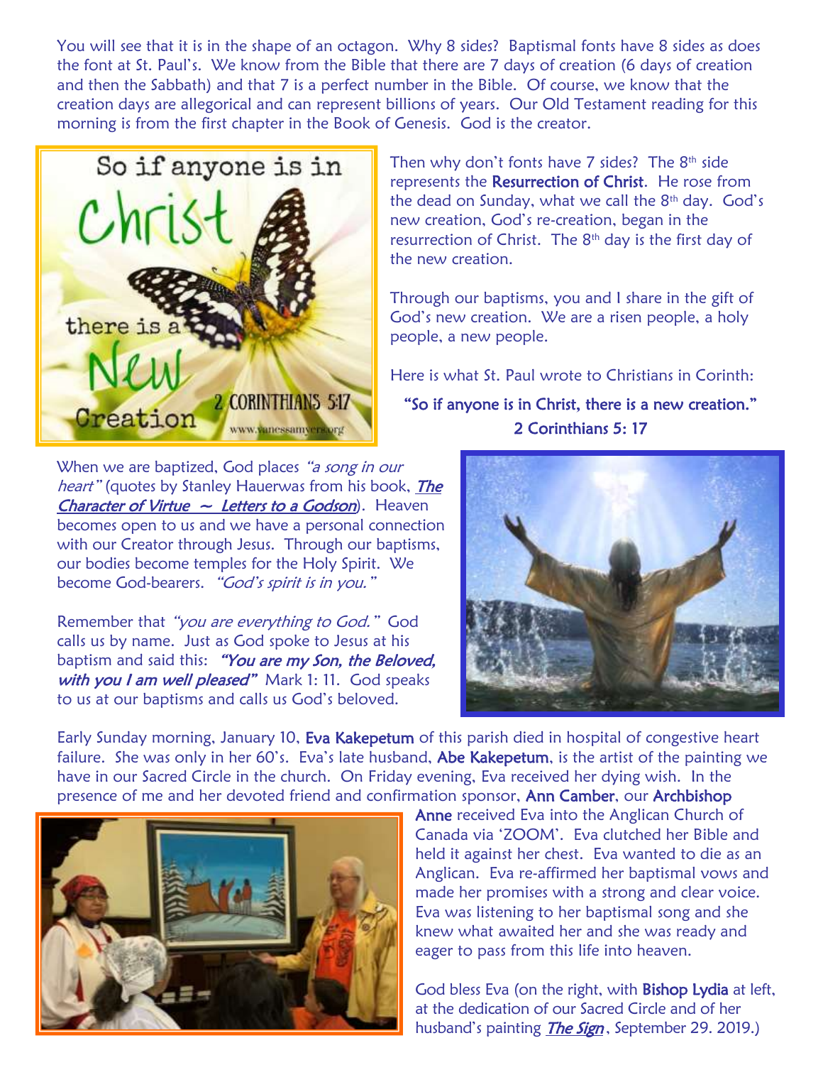You will see that it is in the shape of an octagon. Why 8 sides? Baptismal fonts have 8 sides as does the font at St. Paul's. We know from the Bible that there are 7 days of creation (6 days of creation and then the Sabbath) and that 7 is a perfect number in the Bible. Of course, we know that the creation days are allegorical and can represent billions of years. Our Old Testament reading for this morning is from the first chapter in the Book of Genesis. God is the creator.

Then why don't fonts have 7 sides? The 8th side represents the Resurrection of Christ. He rose from the dead on Sunday, what we call the 8th day. God's new creation, God's re-creation, began in the resurrection of Christ. The 8th day is the first day of the new creation.

Through our baptisms, you and I share in the gift of God's new creation. We are a risen people, a holy people, a new people.

Here is what St. Paul wrote to Christians in Corinth:

**"So if anyone is in Christ, there is a new creation."**
**2 Corinthians 5: 17**

When we are baptized, God places *"a song in our heart"* (quotes by Stanley Hauerwas from his book, ***The Character of Virtue ~ Letters to a Godson***). Heaven becomes open to us and we have a personal connection with our Creator through Jesus. Through our baptisms, our bodies become temples for the Holy Spirit. We become God-bearers. *"God's spirit is in you."*

Remember that *"you are everything to God."* God calls us by name. Just as God spoke to Jesus at his baptism and said this: ***"You are my Son, the Beloved, with you I am well pleased"*** Mark 1: 11. God speaks to us at our baptisms and calls us God's beloved.

Early Sunday morning, January 10, Eva Kakepetum of this parish died in hospital of congestive heart failure. She was only in her 60's. Eva's late husband, Abe Kakepetum, is the artist of the painting we have in our Sacred Circle in the church. On Friday evening, Eva received her dying wish. In the presence of me and her devoted friend and confirmation sponsor, Ann Camber, our Archbishop Anne received Eva into the Anglican Church of Canada via 'ZOOM'. Eva clutched her Bible and held it against her chest. Eva wanted to die as an Anglican. Eva re-affirmed her baptismal vows and made her promises with a strong and clear voice. Eva was listening to her baptismal song and she knew what awaited her and she was ready and eager to pass from this life into heaven.

God bless Eva (on the right, with Bishop Lydia at left, at the dedication of our Sacred Circle and of her husband's painting ***The Sign***, September 29. 2019.)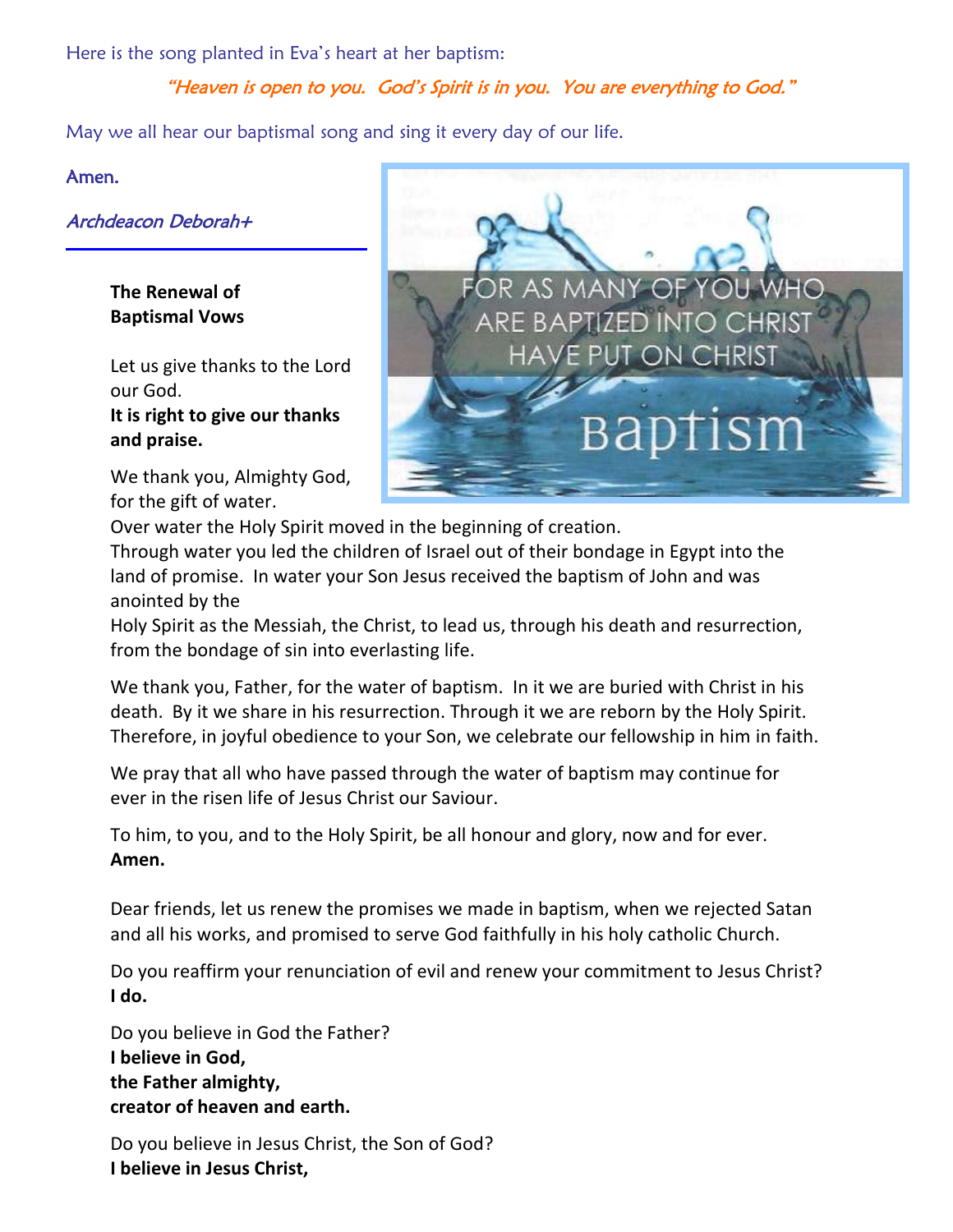Here is the song planted in Eva's heart at her baptism:

*"Heaven is open to you. God's Spirit is in you. You are everything to God."*

May we all hear our baptismal song and sing it every day of our life.

Amen.

*Archdeacon Deborah+*

---

**The Renewal of Baptismal Vows**

Let us give thanks to the Lord our God.
**It is right to give our thanks and praise.**

We thank you, Almighty God, for the gift of water.
Over water the Holy Spirit moved in the beginning of creation.
Through water you led the children of Israel out of their bondage in Egypt into the land of promise. In water your Son Jesus received the baptism of John and was anointed by the
Holy Spirit as the Messiah, the Christ, to lead us, through his death and resurrection, from the bondage of sin into everlasting life.

We thank you, Father, for the water of baptism. In it we are buried with Christ in his death. By it we share in his resurrection. Through it we are reborn by the Holy Spirit. Therefore, in joyful obedience to your Son, we celebrate our fellowship in him in faith.

We pray that all who have passed through the water of baptism may continue for ever in the risen life of Jesus Christ our Saviour.

To him, to you, and to the Holy Spirit, be all honour and glory, now and for ever.
**Amen.**

Dear friends, let us renew the promises we made in baptism, when we rejected Satan and all his works, and promised to serve God faithfully in his holy catholic Church.

Do you reaffirm your renunciation of evil and renew your commitment to Jesus Christ?
**I do.**

Do you believe in God the Father?
**I believe in God,**
**the Father almighty,**
**creator of heaven and earth.**

Do you believe in Jesus Christ, the Son of God?
**I believe in Jesus Christ,**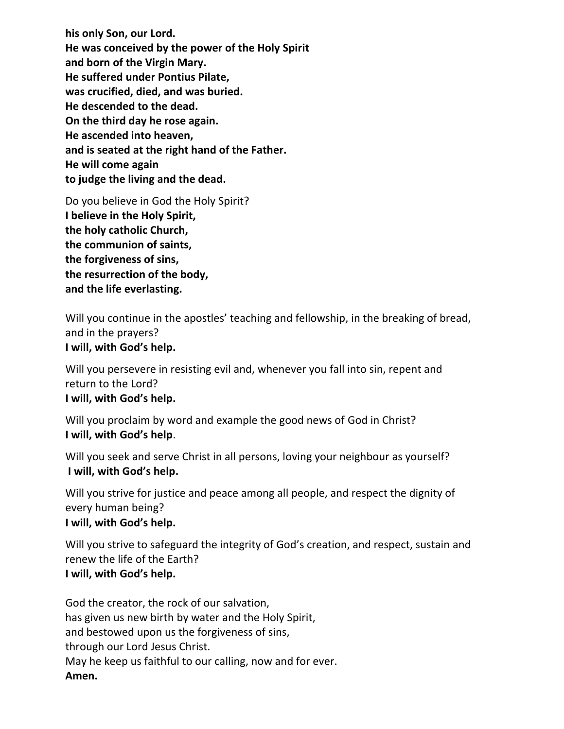**his only Son, our Lord.**
**He was conceived by the power of the Holy Spirit**
**and born of the Virgin Mary.**
**He suffered under Pontius Pilate,**
**was crucified, died, and was buried.**
**He descended to the dead.**
**On the third day he rose again.**
**He ascended into heaven,**
**and is seated at the right hand of the Father.**
**He will come again**
**to judge the living and the dead.**

Do you believe in God the Holy Spirit?
**I believe in the Holy Spirit,**
**the holy catholic Church,**
**the communion of saints,**
**the forgiveness of sins,**
**the resurrection of the body,**
**and the life everlasting.**

Will you continue in the apostles' teaching and fellowship, in the breaking of bread, and in the prayers?
**I will, with God's help.**

Will you persevere in resisting evil and, whenever you fall into sin, repent and return to the Lord?
**I will, with God's help.**

Will you proclaim by word and example the good news of God in Christ?
**I will, with God's help**.

Will you seek and serve Christ in all persons, loving your neighbour as yourself?
**I will, with God's help.**

Will you strive for justice and peace among all people, and respect the dignity of every human being?
**I will, with God's help.**

Will you strive to safeguard the integrity of God's creation, and respect, sustain and renew the life of the Earth?
**I will, with God's help.**

God the creator, the rock of our salvation,
has given us new birth by water and the Holy Spirit,
and bestowed upon us the forgiveness of sins,
through our Lord Jesus Christ.
May he keep us faithful to our calling, now and for ever.
**Amen.**